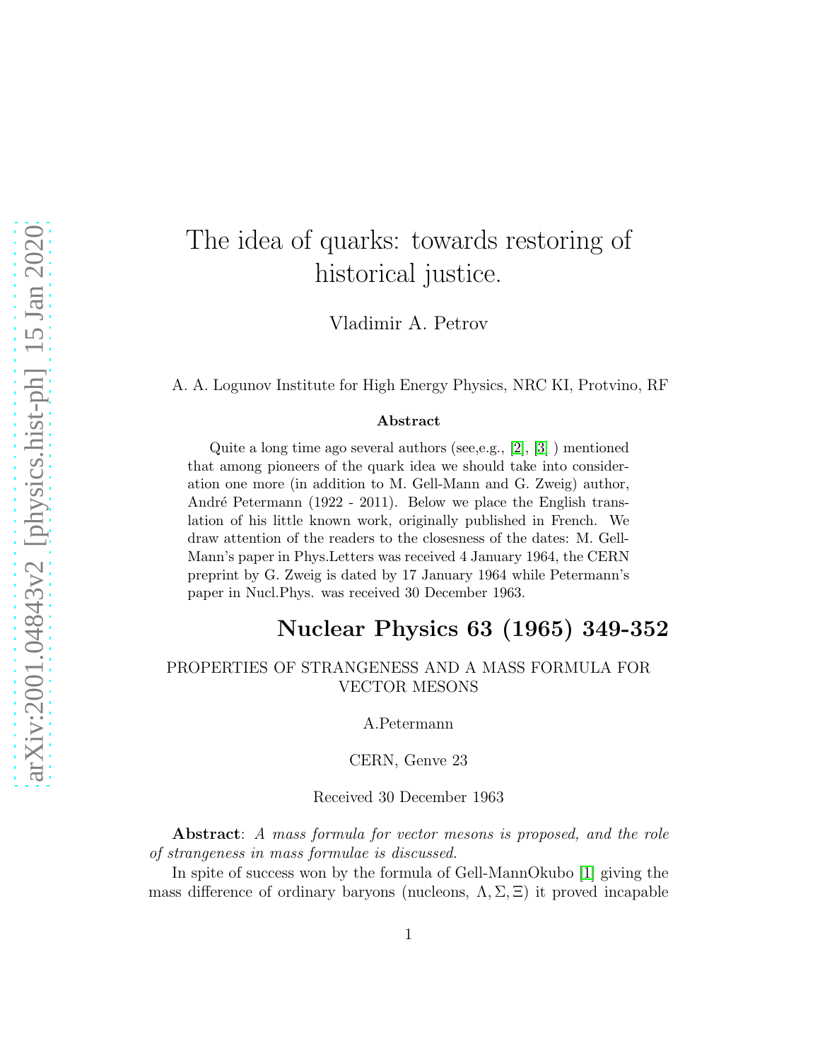# The idea of quarks: towards restoring of historical justice.

Vladimir A. Petrov

A. A. Logunov Institute for High Energy Physics, NRC KI, Protvino, RF

### Abstract

Quite a long time ago several authors (see,e.g., [2], [3] ) mentioned that among pioneers of the quark idea we should take into consideration one more (in addition to M. Gell-Mann and G. Zweig) author, André Petermann (1922 - 2011). Below we place the English translation of his little known work, originally published in French. We draw attention of the readers to the closesness of the dates: M. Gell-Mann's paper in Phys.Letters was received 4 January 1964, the CERN preprint by G. Zweig is dated by 17 January 1964 while Petermann's paper in Nucl.Phys. was received 30 December 1963.

## Nuclear Physics 63 (1965) 349-352

PROPERTIES OF STRANGENESS AND A MASS FORMULA FOR VECTOR MESONS

A.Petermann

CERN, Genve 23

Received 30 December 1963

**Abstract**: *A mass formula for vector mesons is proposed, and the role of strangeness in mass formulae is discussed.*

In spite of success won by the formula of Gell-MannOkubo [1] giving the mass difference of ordinary baryons (nucleons, $\Lambda, \Sigma, \Xi$) it proved incapable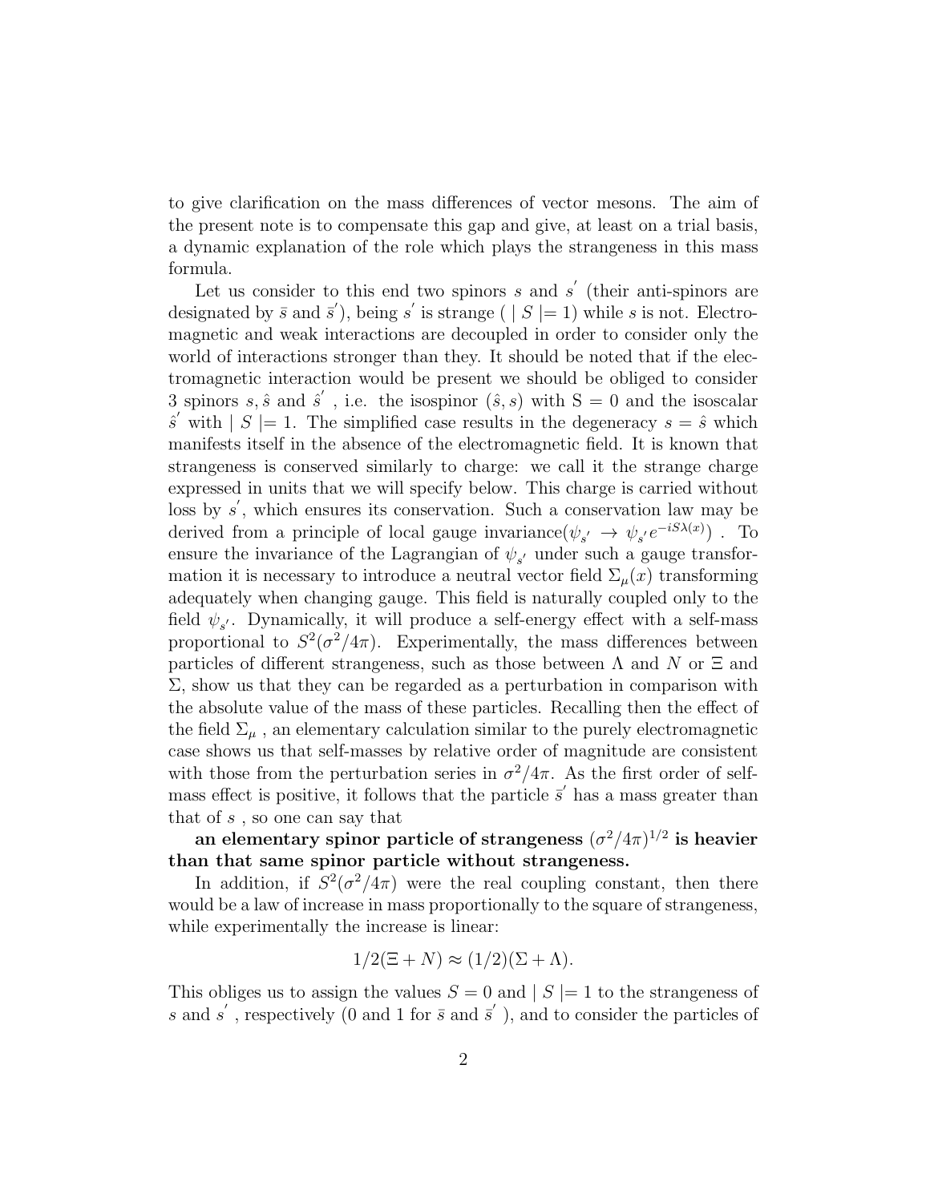to give clarification on the mass differences of vector mesons. The aim of the present note is to compensate this gap and give, at least on a trial basis, a dynamic explanation of the role which plays the strangeness in this mass formula.

Let us consider to this end two spinors $s$ and $s^{'}$ (their anti-spinors are designated by $\bar{s}$ and $\bar{s}^{'}$), being $s^{'}$ is strange ( $\mid S \mid= 1$) while $s$ is not. Electromagnetic and weak interactions are decoupled in order to consider only the world of interactions stronger than they. It should be noted that if the electromagnetic interaction would be present we should be obliged to consider 3 spinors $s, \hat{s}$ and $\hat{s}^{'}$ , i.e. the isospinor $(\hat{s}, s)$ with S = 0 and the isoscalar $\hat{s}^{'}$ with $\mid S \mid= 1$. The simplified case results in the degeneracy $s = \hat{s}$ which manifests itself in the absence of the electromagnetic field. It is known that strangeness is conserved similarly to charge: we call it the strange charge expressed in units that we will specify below. This charge is carried without loss by $s^{'}$, which ensures its conservation. Such a conservation law may be derived from a principle of local gauge invariance($\psi_{s^{'}} \rightarrow \psi_{s^{'}} e^{-iS\lambda(x)}$) . To ensure the invariance of the Lagrangian of $\psi_{s^{'}}$ under such a gauge transformation it is necessary to introduce a neutral vector field $\Sigma_{\mu}(x)$ transforming adequately when changing gauge. This field is naturally coupled only to the field $\psi_{s^{'}}$. Dynamically, it will produce a self-energy effect with a self-mass proportional to $S^2(\sigma^2/4\pi)$. Experimentally, the mass differences between particles of different strangeness, such as those between $\Lambda$ and $N$ or $\Xi$ and $\Sigma$, show us that they can be regarded as a perturbation in comparison with the absolute value of the mass of these particles. Recalling then the effect of the field $\Sigma_{\mu}$ , an elementary calculation similar to the purely electromagnetic case shows us that self-masses by relative order of magnitude are consistent with those from the perturbation series in $\sigma^2/4\pi$. As the first order of self-mass effect is positive, it follows that the particle $\bar{s}^{'}$ has a mass greater than that of $s$ , so one can say that

**an elementary spinor particle of strangeness $(\sigma^2/4\pi)^{1/2}$ is heavier than that same spinor particle without strangeness.**

In addition, if $S^2(\sigma^2/4\pi)$ were the real coupling constant, then there would be a law of increase in mass proportionally to the square of strangeness, while experimentally the increase is linear:

$$1/2(\Xi + N) \approx (1/2)(\Sigma + \Lambda).$$

This obliges us to assign the values $S = 0$ and $\mid S \mid= 1$ to the strangeness of $s$ and $s^{'}$ , respectively (0 and 1 for $\bar{s}$ and $\bar{s}^{'}$ ), and to consider the particles of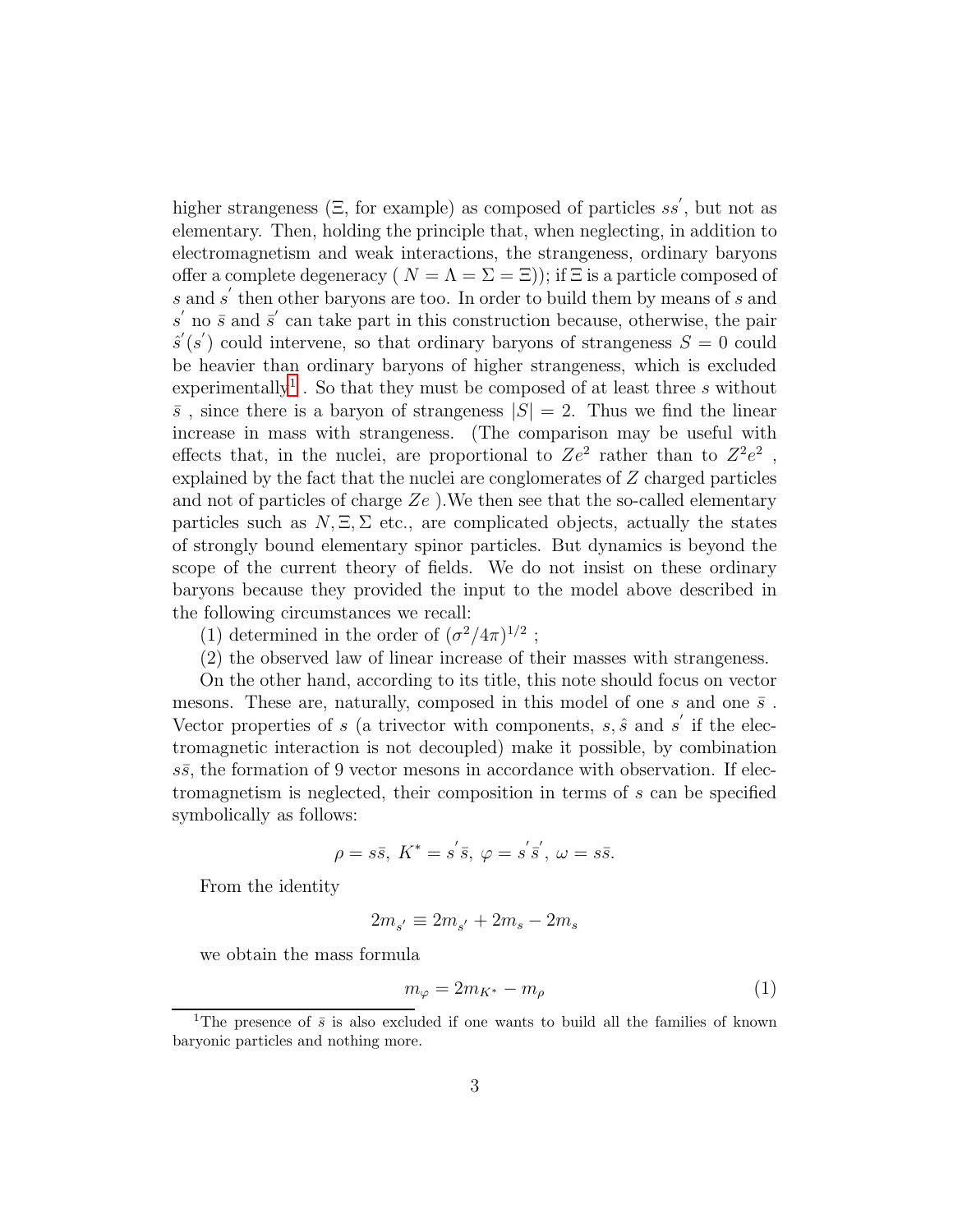higher strangeness ($\Xi$, for example) as composed of particles $ss^{'}$, but not as elementary. Then, holding the principle that, when neglecting, in addition to electromagnetism and weak interactions, the strangeness, ordinary baryons offer a complete degeneracy ( $N = \Lambda = \Sigma = \Xi$)); if $\Xi$ is a particle composed of $s$ and $s^{'}$ then other baryons are too. In order to build them by means of $s$ and $s^{'}$ no $\bar{s}$ and $\bar{s}^{'}$ can take part in this construction because, otherwise, the pair $\hat{s}^{'}(s^{'})$ could intervene, so that ordinary baryons of strangeness $S = 0$ could be heavier than ordinary baryons of higher strangeness, which is excluded experimentally[1] . So that they must be composed of at least three $s$ without $\bar{s}$ , since there is a baryon of strangeness $|S| = 2$. Thus we find the linear increase in mass with strangeness. (The comparison may be useful with effects that, in the nuclei, are proportional to $Ze^2$ rather than to $Z^2e^2$ , explained by the fact that the nuclei are conglomerates of $Z$ charged particles and not of particles of charge $Ze$ ).We then see that the so-called elementary particles such as $N, \Xi, \Sigma$ etc., are complicated objects, actually the states of strongly bound elementary spinor particles. But dynamics is beyond the scope of the current theory of fields. We do not insist on these ordinary baryons because they provided the input to the model above described in the following circumstances we recall:

(1) determined in the order of $(\sigma^2/4\pi)^{1/2}$ ;

(2) the observed law of linear increase of their masses with strangeness.

On the other hand, according to its title, this note should focus on vector mesons. These are, naturally, composed in this model of one $s$ and one $\bar{s}$ . Vector properties of $s$ (a trivector with components, $s, \hat{s}$ and $s^{'}$ if the electromagnetic interaction is not decoupled) make it possible, by combination $s\bar{s}$, the formation of 9 vector mesons in accordance with observation. If electromagnetism is neglected, their composition in terms of $s$ can be specified symbolically as follows:

$$\rho = s\bar{s},\ K^{*} = s^{'}\bar{s},\ \varphi = s^{'}\bar{s}^{'},\ \omega = s\bar{s}.$$

From the identity

$$2m_{s'} \equiv 2m_{s'} + 2m_s - 2m_s$$

we obtain the mass formula

$$m_{\varphi} = 2m_{K^*} - m_{\rho} \tag{1}$$

[1] The presence of $\bar{s}$ is also excluded if one wants to build all the families of known baryonic particles and nothing more.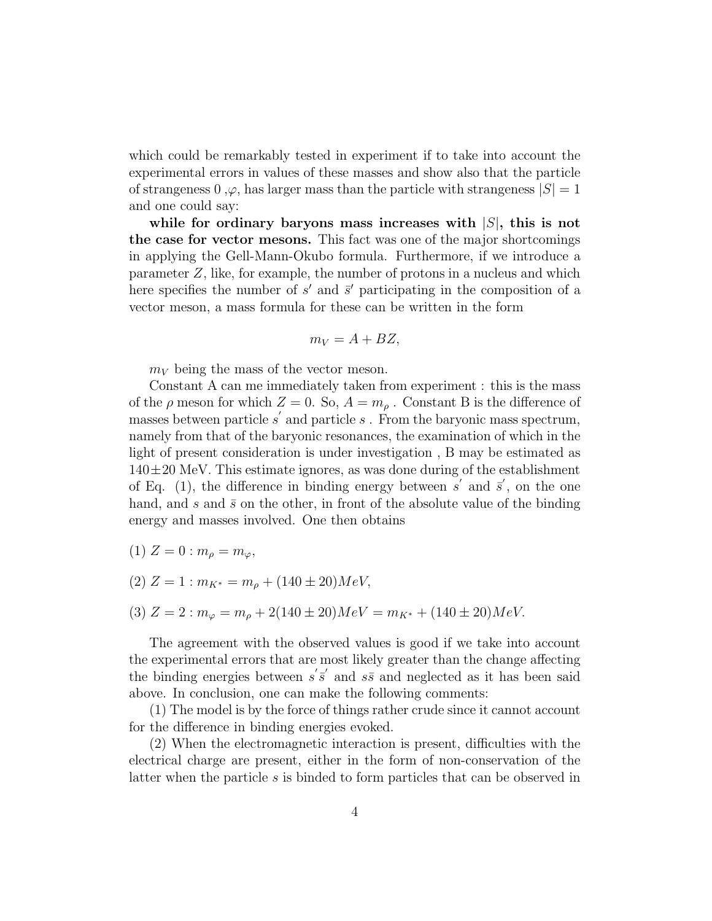which could be remarkably tested in experiment if to take into account the experimental errors in values of these masses and show also that the particle of strangeness 0 ,$\varphi$, has larger mass than the particle with strangeness $|S| = 1$ and one could say:

**while for ordinary baryons mass increases with $|S|$, this is not the case for vector mesons.** This fact was one of the major shortcomings in applying the Gell-Mann-Okubo formula. Furthermore, if we introduce a parameter $Z$, like, for example, the number of protons in a nucleus and which here specifies the number of $s'$ and $\bar{s}'$ participating in the composition of a vector meson, a mass formula for these can be written in the form

$$m_V = A + BZ,$$

$m_V$ being the mass of the vector meson.

Constant A can me immediately taken from experiment : this is the mass of the $\rho$ meson for which $Z = 0$. So, $A = m_\rho$ . Constant B is the difference of masses between particle $s'$ and particle $s$ . From the baryonic mass spectrum, namely from that of the baryonic resonances, the examination of which in the light of present consideration is under investigation , B may be estimated as $140 \pm 20$ MeV. This estimate ignores, as was done during of the establishment of Eq. (1), the difference in binding energy between $s'$ and $\bar{s}'$, on the one hand, and $s$ and $\bar{s}$ on the other, in front of the absolute value of the binding energy and masses involved. One then obtains

(1) $Z = 0 : m_\rho = m_\varphi,$

(2) $Z = 1 : m_{K^*} = m_\rho + (140 \pm 20)MeV,$

(3) $Z = 2 : m_\varphi = m_\rho + 2(140 \pm 20)MeV = m_{K^*} + (140 \pm 20)MeV.$

The agreement with the observed values is good if we take into account the experimental errors that are most likely greater than the change affecting the binding energies between $s'\bar{s}'$ and $s\bar{s}$ and neglected as it has been said above. In conclusion, one can make the following comments:

(1) The model is by the force of things rather crude since it cannot account for the difference in binding energies evoked.

(2) When the electromagnetic interaction is present, difficulties with the electrical charge are present, either in the form of non-conservation of the latter when the particle $s$ is binded to form particles that can be observed in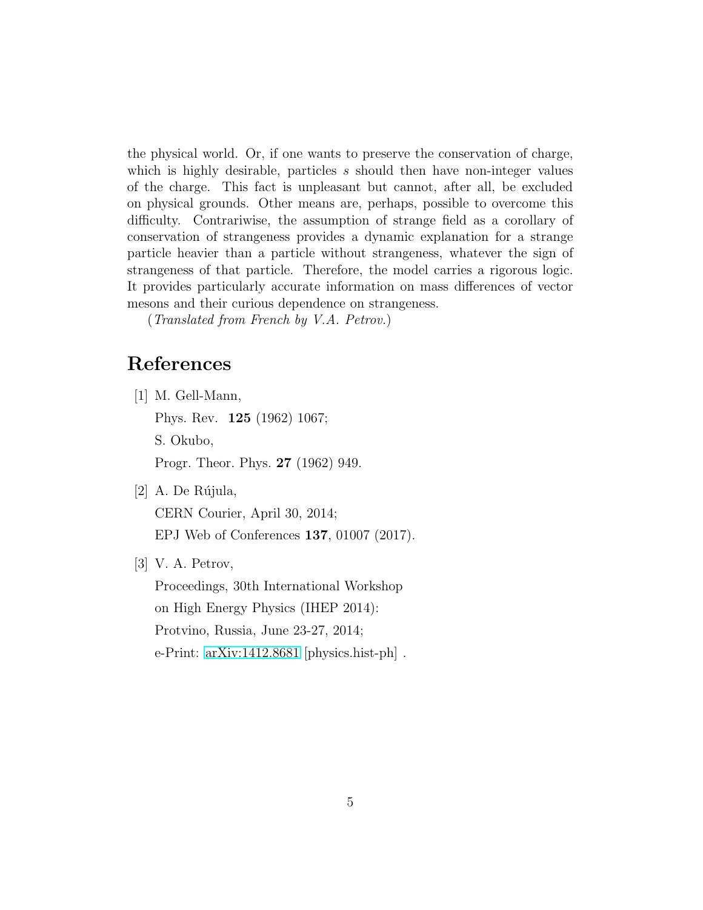the physical world. Or, if one wants to preserve the conservation of charge, which is highly desirable, particles $s$ should then have non-integer values of the charge. This fact is unpleasant but cannot, after all, be excluded on physical grounds. Other means are, perhaps, possible to overcome this difficulty. Contrariwise, the assumption of strange field as a corollary of conservation of strangeness provides a dynamic explanation for a strange particle heavier than a particle without strangeness, whatever the sign of strangeness of that particle. Therefore, the model carries a rigorous logic. It provides particularly accurate information on mass differences of vector mesons and their curious dependence on strangeness.

(*Translated from French by V.A. Petrov.*)

## References

[1] M. Gell-Mann,
Phys. Rev. **125** (1962) 1067;
S. Okubo,
Progr. Theor. Phys. **27** (1962) 949.

[2] A. De Rújula,
CERN Courier, April 30, 2014;
EPJ Web of Conferences **137**, 01007 (2017).

[3] V. A. Petrov,
Proceedings, 30th International Workshop
on High Energy Physics (IHEP 2014):
Protvino, Russia, June 23-27, 2014;
e-Print: arXiv:1412.8681 [physics.hist-ph] .